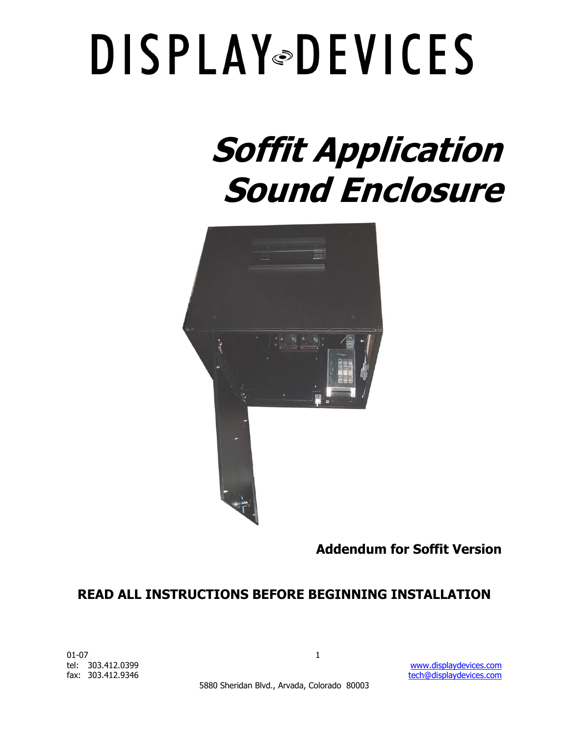# DISPLAY DEVICES

# Soffit Application Sound Enclosure

**Addendum for Soffit Version**

**READ ALL INSTRUCTIONS BEFORE BEGINNING INSTALLATION**

01-07

tel: 303.412.0399

fax: 303.412.9346

www.displaydevices.com

tech@displaydevices.com

5880 Sheridan Blvd., Arvada, Colorado 80003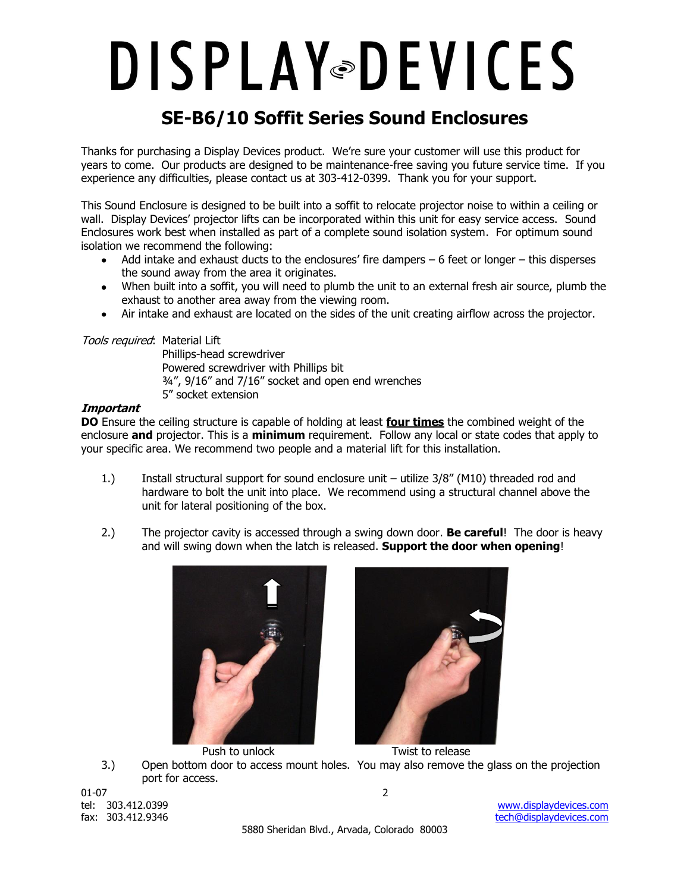# DISPLAY DEVICES

## SE-B6/10 Soffit Series Sound Enclosures

Thanks for purchasing a Display Devices product. We're sure your customer will use this product for years to come. Our products are designed to be maintenance-free saving you future service time. If you experience any difficulties, please contact us at 303-412-0399. Thank you for your support.

This Sound Enclosure is designed to be built into a soffit to relocate projector noise to within a ceiling or wall. Display Devices' projector lifts can be incorporated within this unit for easy service access. Sound Enclosures work best when installed as part of a complete sound isolation system. For optimum sound isolation we recommend the following:

- Add intake and exhaust ducts to the enclosures' fire dampers – 6 feet or longer – this disperses the sound away from the area it originates.
- When built into a soffit, you will need to plumb the unit to an external fresh air source, plumb the exhaust to another area away from the viewing room.
- Air intake and exhaust are located on the sides of the unit creating airflow across the projector.

*Tools required*: Material Lift
Phillips-head screwdriver
Powered screwdriver with Phillips bit
¾", 9/16" and 7/16" socket and open end wrenches
5" socket extension

***Important***

**DO** Ensure the ceiling structure is capable of holding at least **four times** the combined weight of the enclosure **and** projector. This is a **minimum** requirement. Follow any local or state codes that apply to your specific area. We recommend two people and a material lift for this installation.

1.) Install structural support for sound enclosure unit – utilize 3/8" (M10) threaded rod and hardware to bolt the unit into place. We recommend using a structural channel above the unit for lateral positioning of the box.

2.) The projector cavity is accessed through a swing down door. **Be careful**! The door is heavy and will swing down when the latch is released. **Support the door when opening**!

Push to unlock

Twist to release

3.) Open bottom door to access mount holes. You may also remove the glass on the projection port for access.

01-07

tel: 303.412.0399
fax: 303.412.9346

www.displaydevices.com
tech@displaydevices.com

5880 Sheridan Blvd., Arvada, Colorado 80003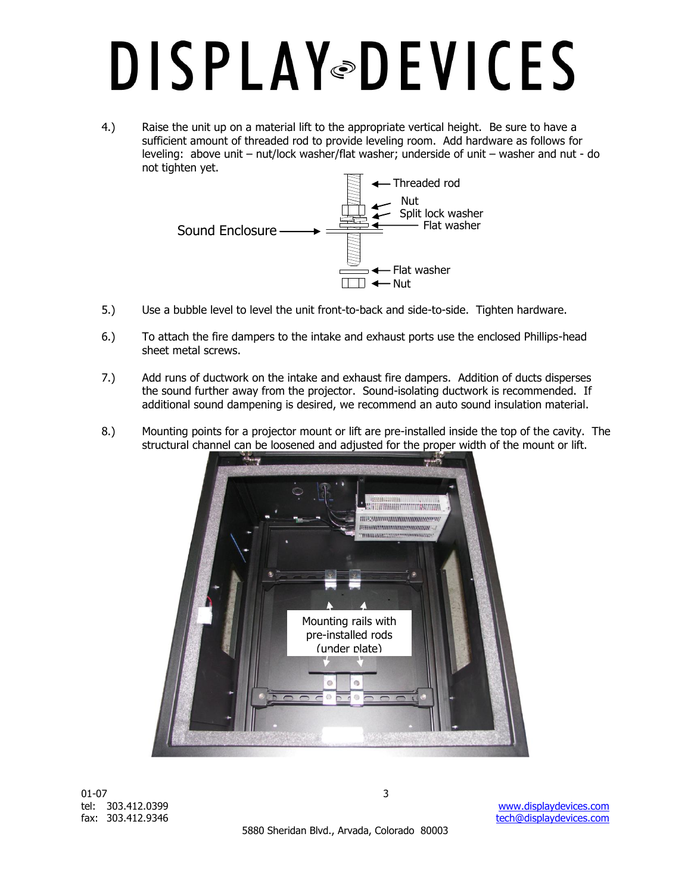4.) Raise the unit up on a material lift to the appropriate vertical height. Be sure to have a sufficient amount of threaded rod to provide leveling room. Add hardware as follows for leveling: above unit – nut/lock washer/flat washer; underside of unit – washer and nut - do not tighten yet.

5.) Use a bubble level to level the unit front-to-back and side-to-side. Tighten hardware.

6.) To attach the fire dampers to the intake and exhaust ports use the enclosed Phillips-head sheet metal screws.

7.) Add runs of ductwork on the intake and exhaust fire dampers. Addition of ducts disperses the sound further away from the projector. Sound-isolating ductwork is recommended. If additional sound dampening is desired, we recommend an auto sound insulation material.

8.) Mounting points for a projector mount or lift are pre-installed inside the top of the cavity. The structural channel can be loosened and adjusted for the proper width of the mount or lift.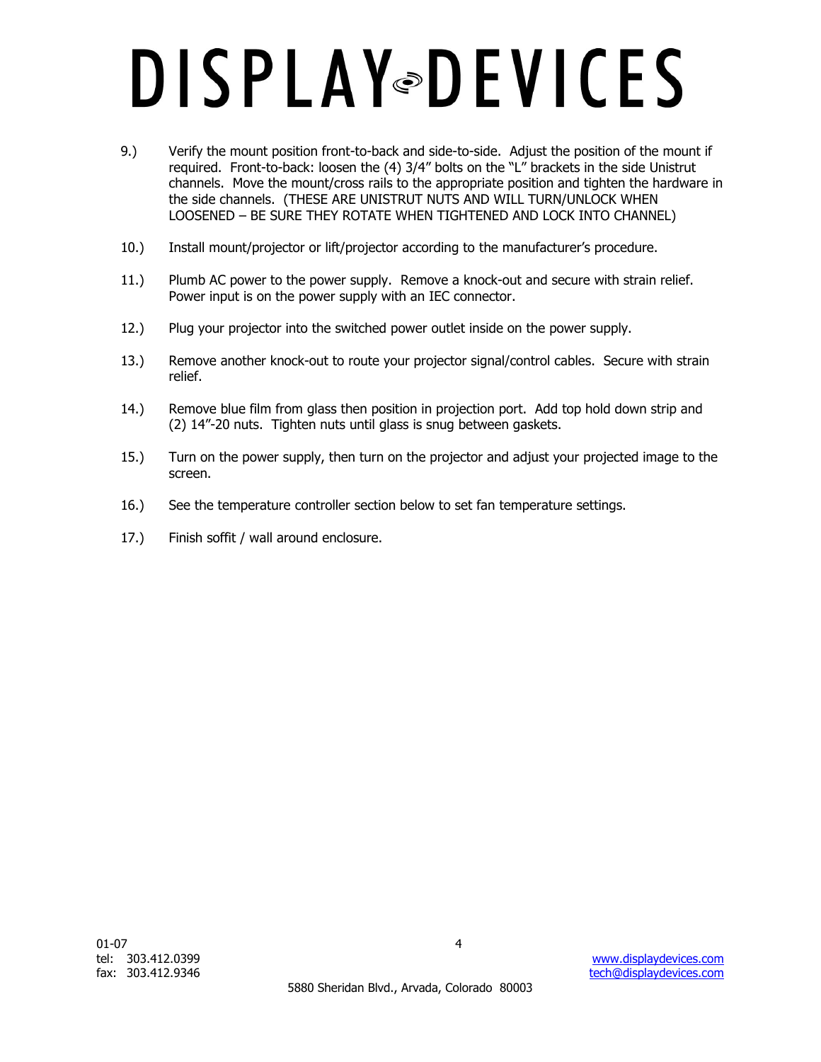9.) Verify the mount position front-to-back and side-to-side. Adjust the position of the mount if required. Front-to-back: loosen the (4) 3/4" bolts on the "L" brackets in the side Unistrut channels. Move the mount/cross rails to the appropriate position and tighten the hardware in the side channels. (THESE ARE UNISTRUT NUTS AND WILL TURN/UNLOCK WHEN LOOSENED – BE SURE THEY ROTATE WHEN TIGHTENED AND LOCK INTO CHANNEL)

10.) Install mount/projector or lift/projector according to the manufacturer's procedure.

11.) Plumb AC power to the power supply. Remove a knock-out and secure with strain relief. Power input is on the power supply with an IEC connector.

12.) Plug your projector into the switched power outlet inside on the power supply.

13.) Remove another knock-out to route your projector signal/control cables. Secure with strain relief.

14.) Remove blue film from glass then position in projection port. Add top hold down strip and (2) 14"-20 nuts. Tighten nuts until glass is snug between gaskets.

15.) Turn on the power supply, then turn on the projector and adjust your projected image to the screen.

16.) See the temperature controller section below to set fan temperature settings.

17.) Finish soffit / wall around enclosure.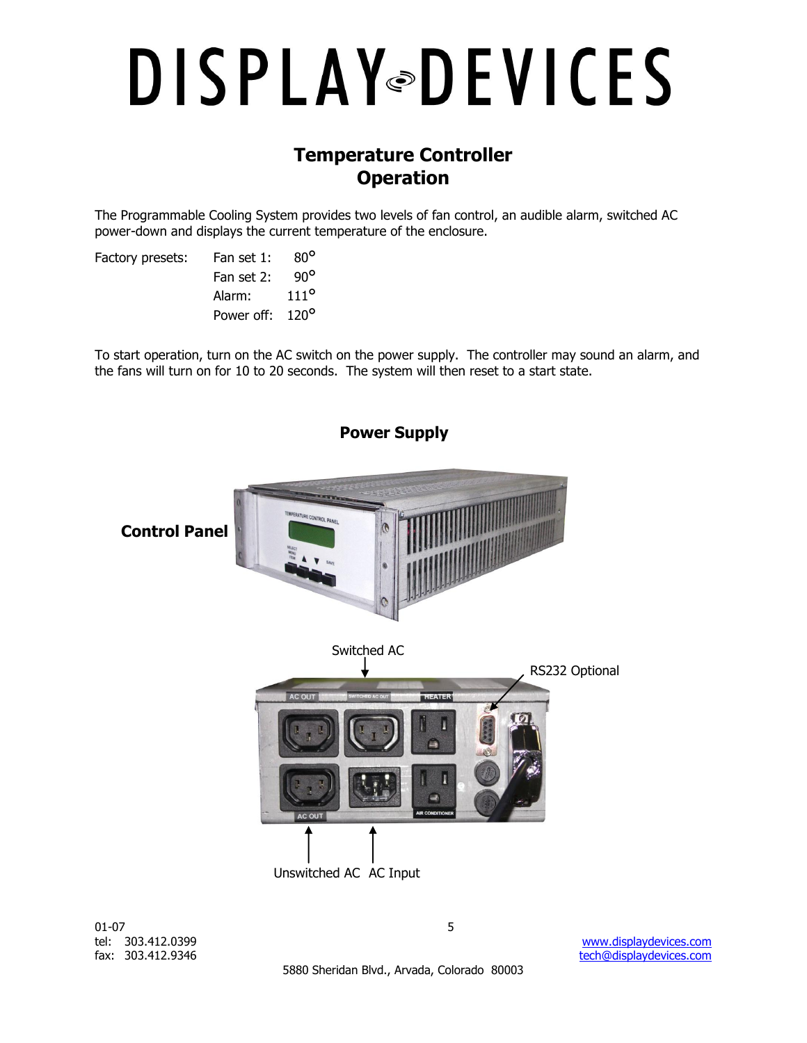# DISPLAY DEVICES

## Temperature Controller
## Operation

The Programmable Cooling System provides two levels of fan control, an audible alarm, switched AC power-down and displays the current temperature of the enclosure.

| Factory presets: | | |
|---|---|---|
| | Fan set 1: | 80° |
| | Fan set 2: | 90° |
| | Alarm: | 111° |
| | Power off: | 120° |

To start operation, turn on the AC switch on the power supply. The controller may sound an alarm, and the fans will turn on for 10 to 20 seconds. The system will then reset to a start state.

### Power Supply

**Control Panel**

Switched AC

RS232 Optional

Unswitched AC AC Input

01-07
tel: 303.412.0399
fax: 303.412.9346
www.displaydevices.com
tech@displaydevices.com
5880 Sheridan Blvd., Arvada, Colorado 80003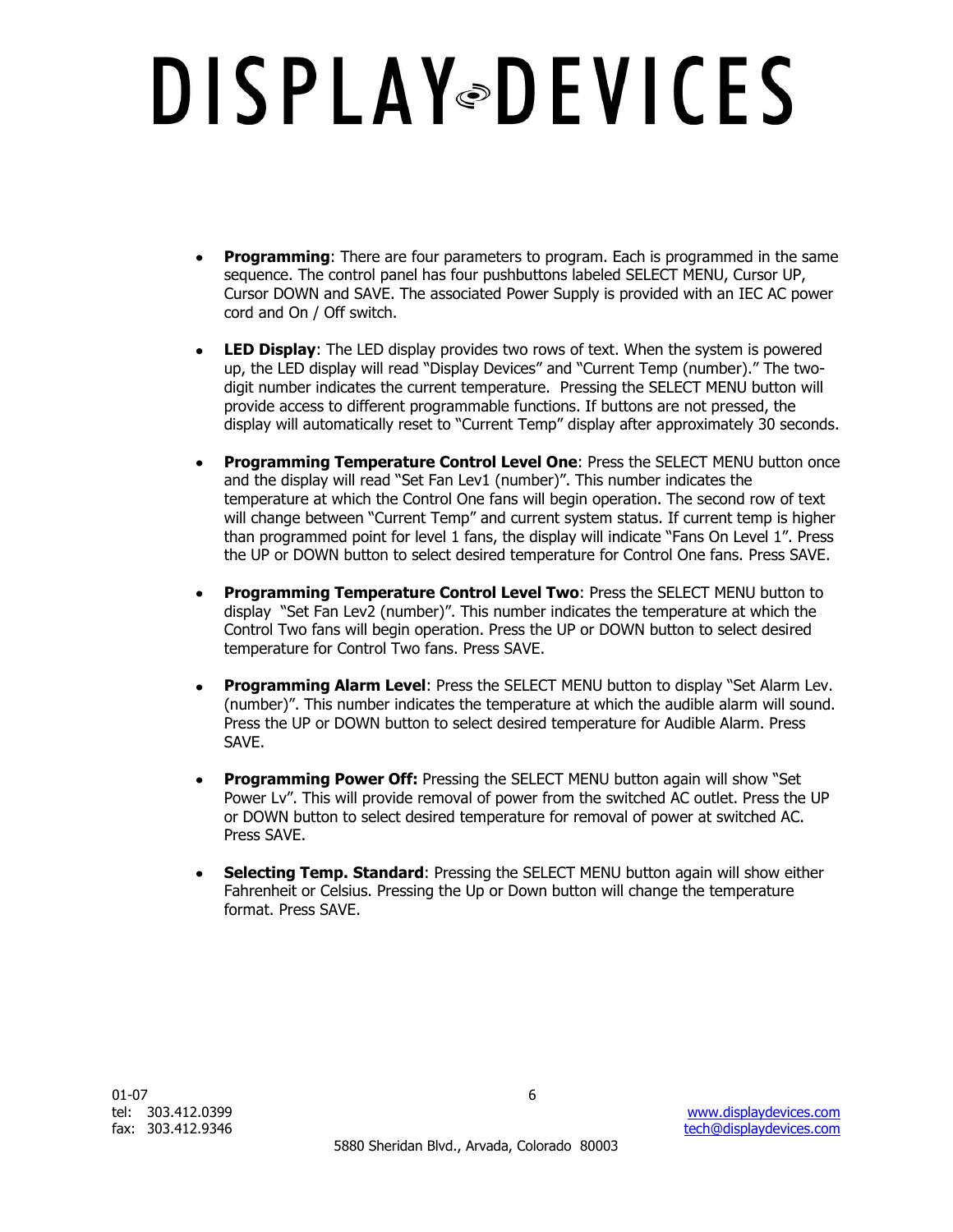- **Programming**: There are four parameters to program. Each is programmed in the same sequence. The control panel has four pushbuttons labeled SELECT MENU, Cursor UP, Cursor DOWN and SAVE. The associated Power Supply is provided with an IEC AC power cord and On / Off switch.

- **LED Display**: The LED display provides two rows of text. When the system is powered up, the LED display will read "Display Devices" and "Current Temp (number)." The two-digit number indicates the current temperature. Pressing the SELECT MENU button will provide access to different programmable functions. If buttons are not pressed, the display will automatically reset to "Current Temp" display after approximately 30 seconds.

- **Programming Temperature Control Level One**: Press the SELECT MENU button once and the display will read "Set Fan Lev1 (number)". This number indicates the temperature at which the Control One fans will begin operation. The second row of text will change between "Current Temp" and current system status. If current temp is higher than programmed point for level 1 fans, the display will indicate "Fans On Level 1". Press the UP or DOWN button to select desired temperature for Control One fans. Press SAVE.

- **Programming Temperature Control Level Two**: Press the SELECT MENU button to display "Set Fan Lev2 (number)". This number indicates the temperature at which the Control Two fans will begin operation. Press the UP or DOWN button to select desired temperature for Control Two fans. Press SAVE.

- **Programming Alarm Level**: Press the SELECT MENU button to display "Set Alarm Lev. (number)". This number indicates the temperature at which the audible alarm will sound. Press the UP or DOWN button to select desired temperature for Audible Alarm. Press SAVE.

- **Programming Power Off:** Pressing the SELECT MENU button again will show "Set Power Lv". This will provide removal of power from the switched AC outlet. Press the UP or DOWN button to select desired temperature for removal of power at switched AC. Press SAVE.

- **Selecting Temp. Standard**: Pressing the SELECT MENU button again will show either Fahrenheit or Celsius. Pressing the Up or Down button will change the temperature format. Press SAVE.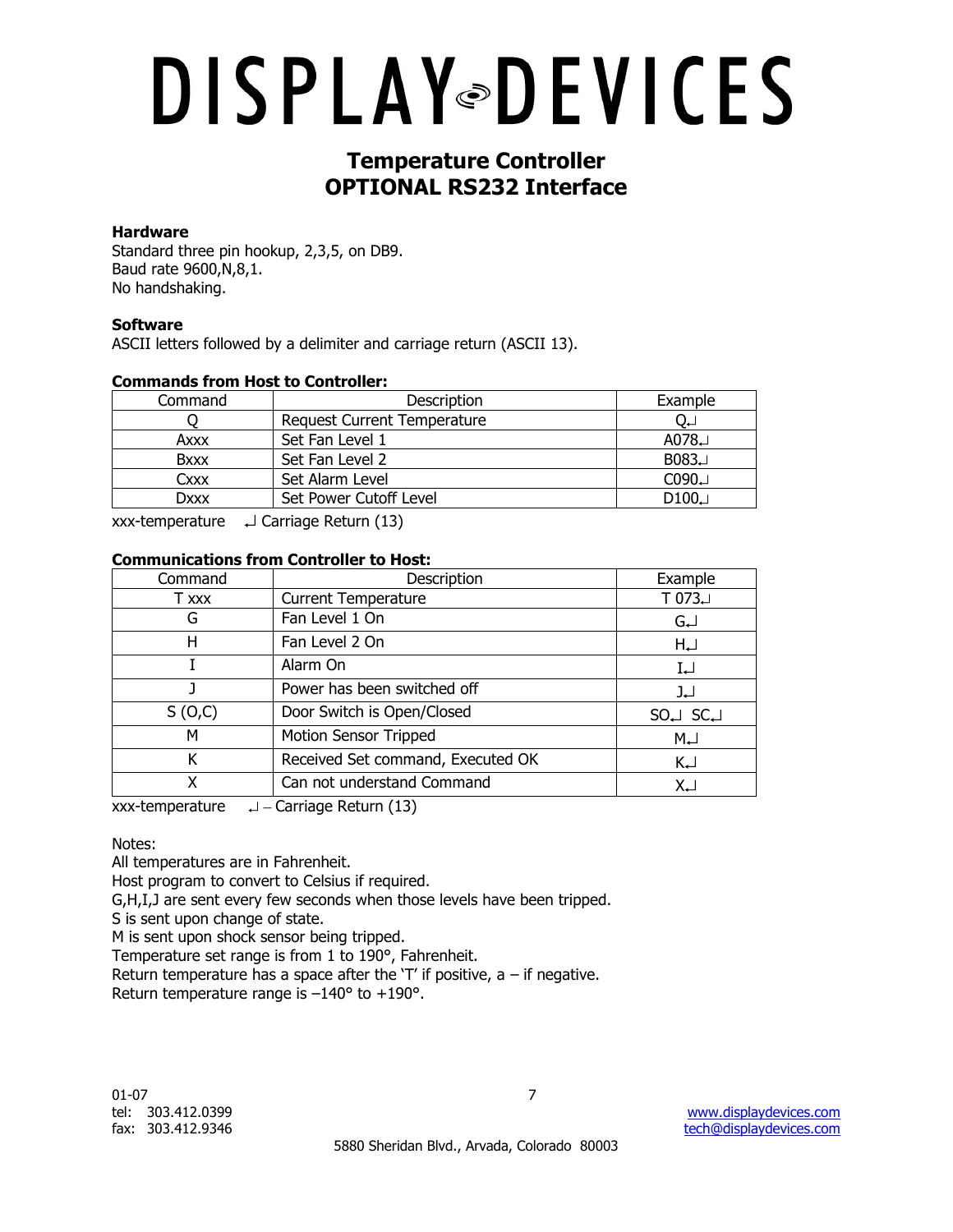# DISPLAY DEVICES

## Temperature Controller
## OPTIONAL RS232 Interface

### Hardware

Standard three pin hookup, 2,3,5, on DB9.
Baud rate 9600,N,8,1.
No handshaking.

### Software

ASCII letters followed by a delimiter and carriage return (ASCII 13).

### Commands from Host to Controller:

| Command | Description | Example |
|---|---|---|
| Q | Request Current Temperature | Q↵ |
| Axxx | Set Fan Level 1 | A078↵ |
| Bxxx | Set Fan Level 2 | B083↵ |
| Cxxx | Set Alarm Level | C090↵ |
| Dxxx | Set Power Cutoff Level | D100↵ |

xxx-temperature ↵ Carriage Return (13)

### Communications from Controller to Host:

| Command | Description | Example |
|---|---|---|
| T xxx | Current Temperature | T 073↵ |
| G | Fan Level 1 On | G↵ |
| H | Fan Level 2 On | H↵ |
| I | Alarm On | I↵ |
| J | Power has been switched off | J↵ |
| S (O,C) | Door Switch is Open/Closed | SO↵ SC↵ |
| M | Motion Sensor Tripped | M↵ |
| K | Received Set command, Executed OK | K↵ |
| X | Can not understand Command | X↵ |

xxx-temperature ↵ – Carriage Return (13)

Notes:
All temperatures are in Fahrenheit.
Host program to convert to Celsius if required.
G,H,I,J are sent every few seconds when those levels have been tripped.
S is sent upon change of state.
M is sent upon shock sensor being tripped.
Temperature set range is from 1 to 190°, Fahrenheit.
Return temperature has a space after the 'T' if positive, a – if negative.
Return temperature range is –140° to +190°.

01-07
tel: 303.412.0399
fax: 303.412.9346
www.displaydevices.com
tech@displaydevices.com
5880 Sheridan Blvd., Arvada, Colorado 80003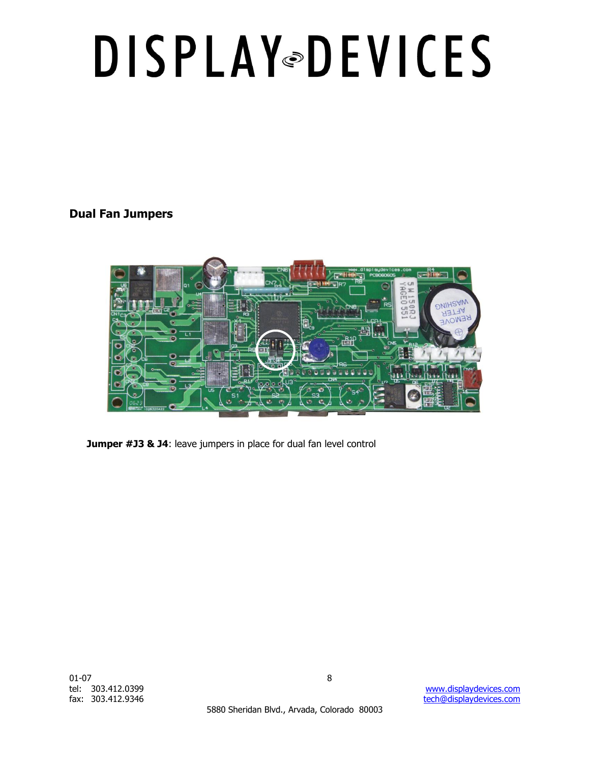# DISPLAY DEVICES

**Dual Fan Jumpers**

**Jumper #J3 & J4**: leave jumpers in place for dual fan level control